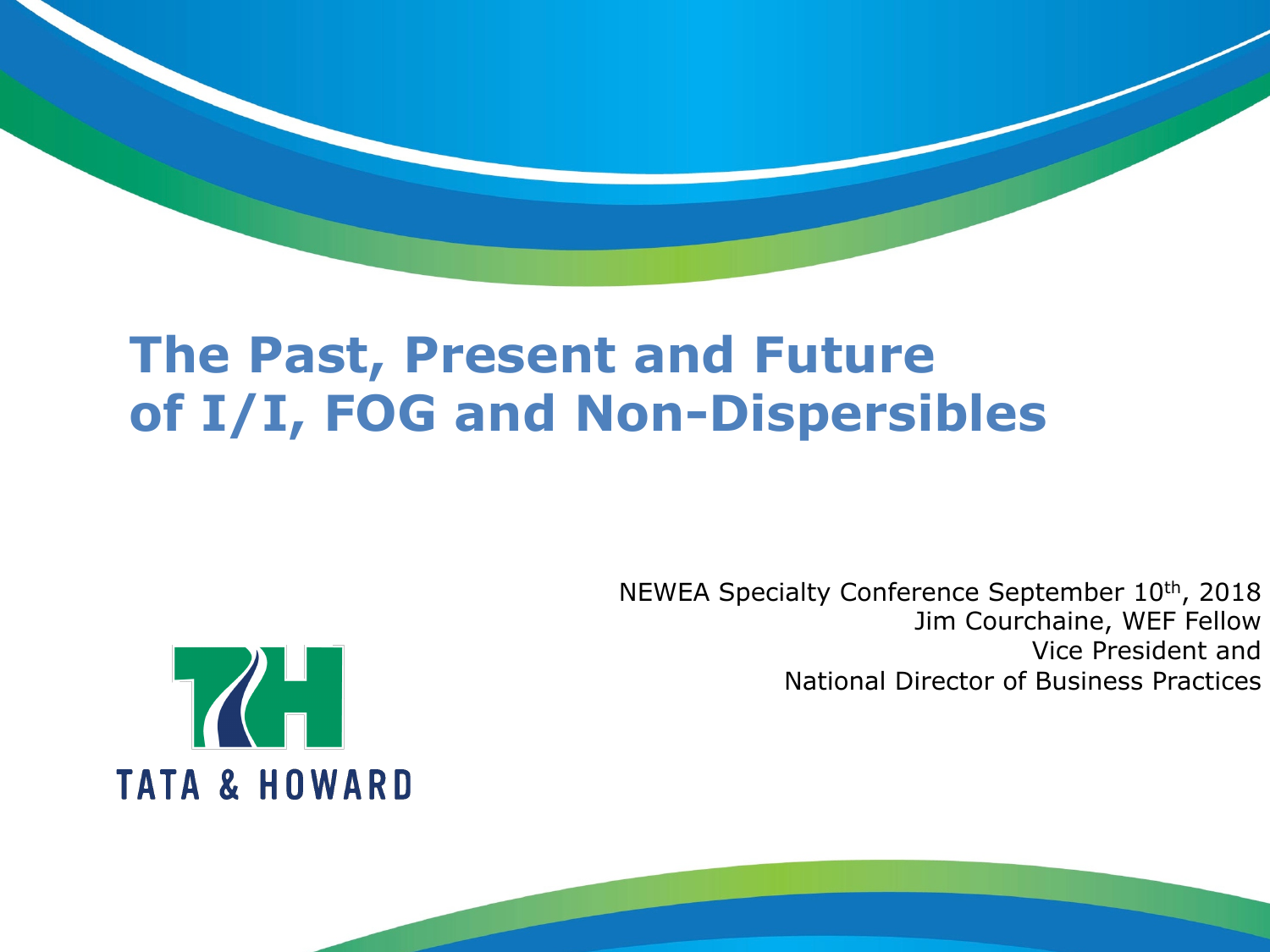# The Past, Present and Future of I/I, FOG and Non-Dispersibles

NEWEA Specialty Conference September 10th, 2018
Jim Courchaine, WEF Fellow
Vice President and
National Director of Business Practices

TATA & HOWARD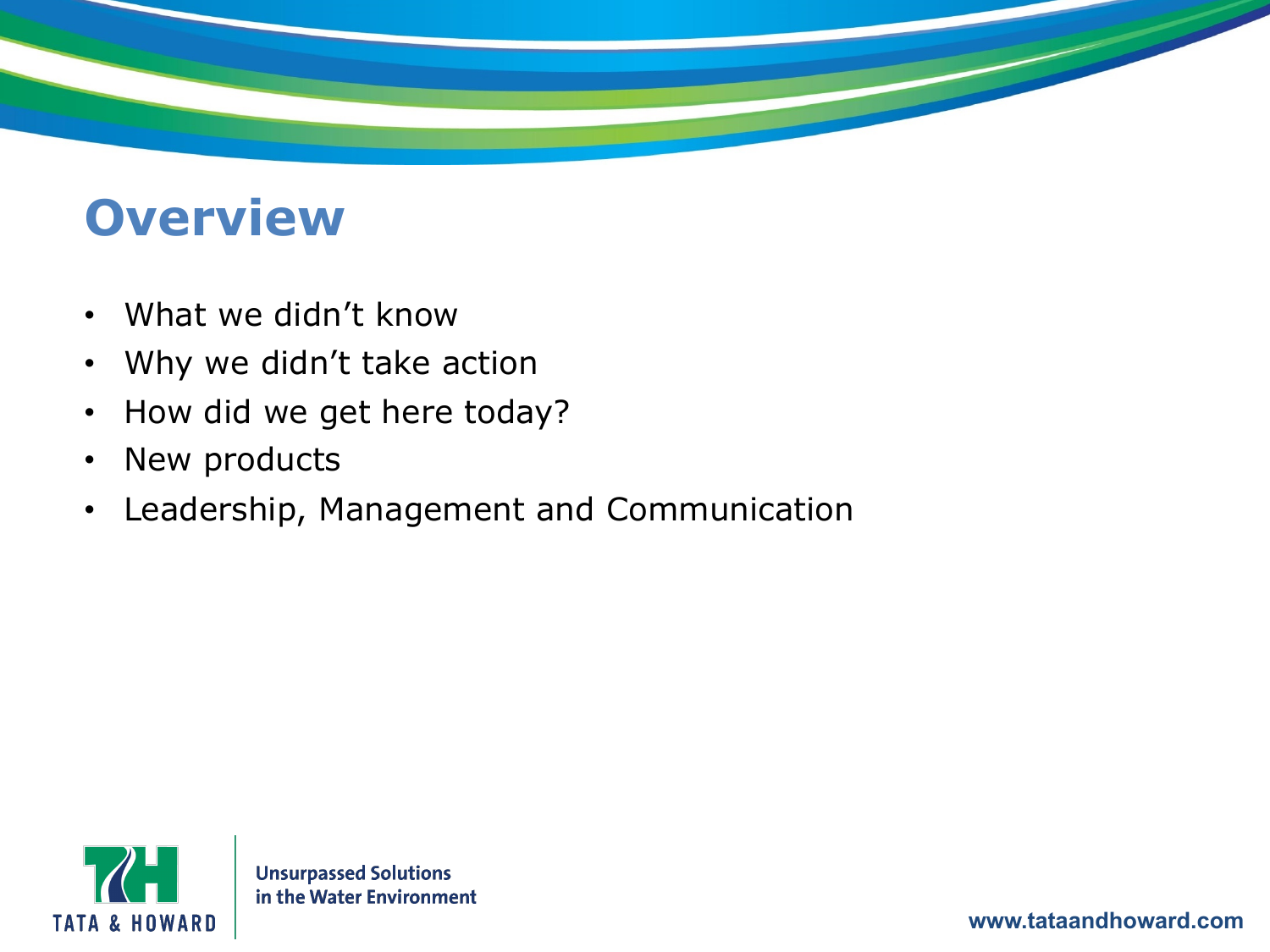# Overview

- What we didn't know
- Why we didn't take action
- How did we get here today?
- New products
- Leadership, Management and Communication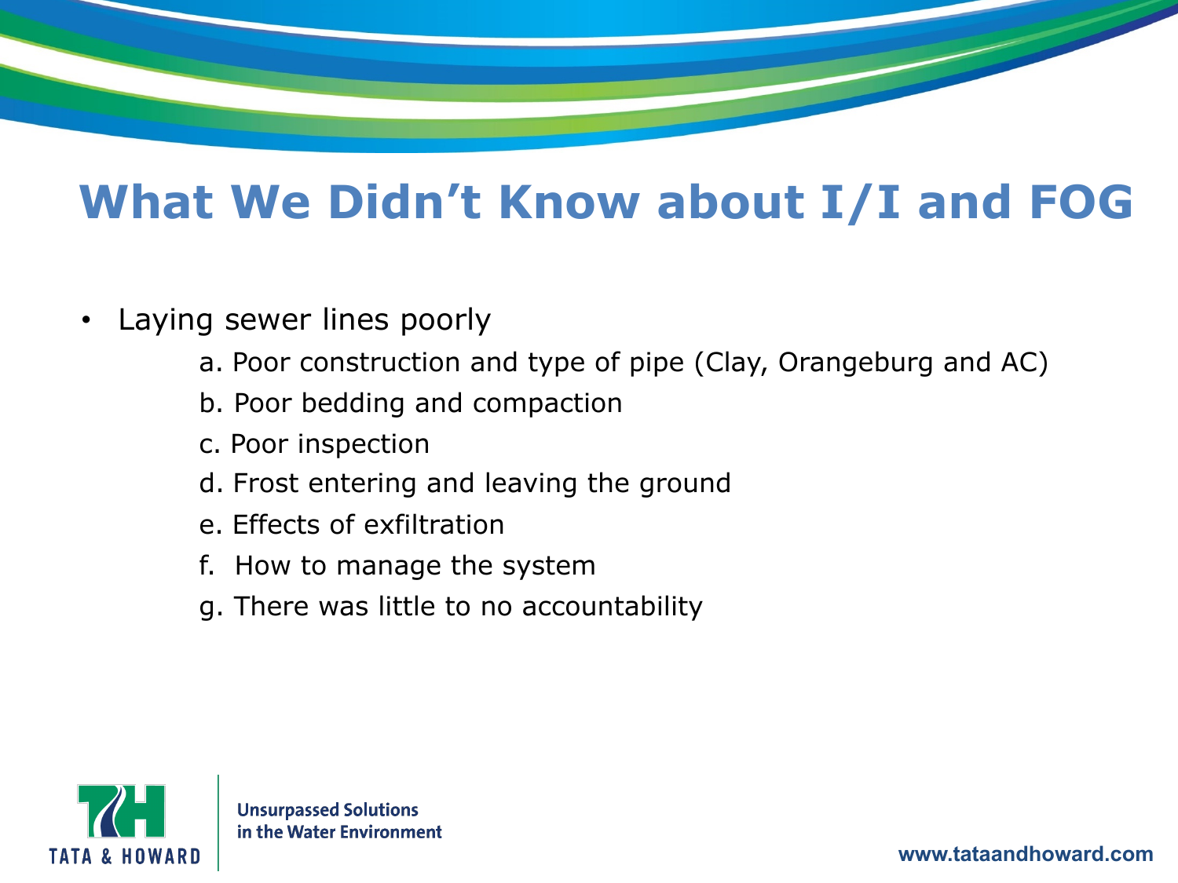# What We Didn't Know about I/I and FOG

- Laying sewer lines poorly
  - a. Poor construction and type of pipe (Clay, Orangeburg and AC)
  - b. Poor bedding and compaction
  - c. Poor inspection
  - d. Frost entering and leaving the ground
  - e. Effects of exfiltration
  - f. How to manage the system
  - g. There was little to no accountability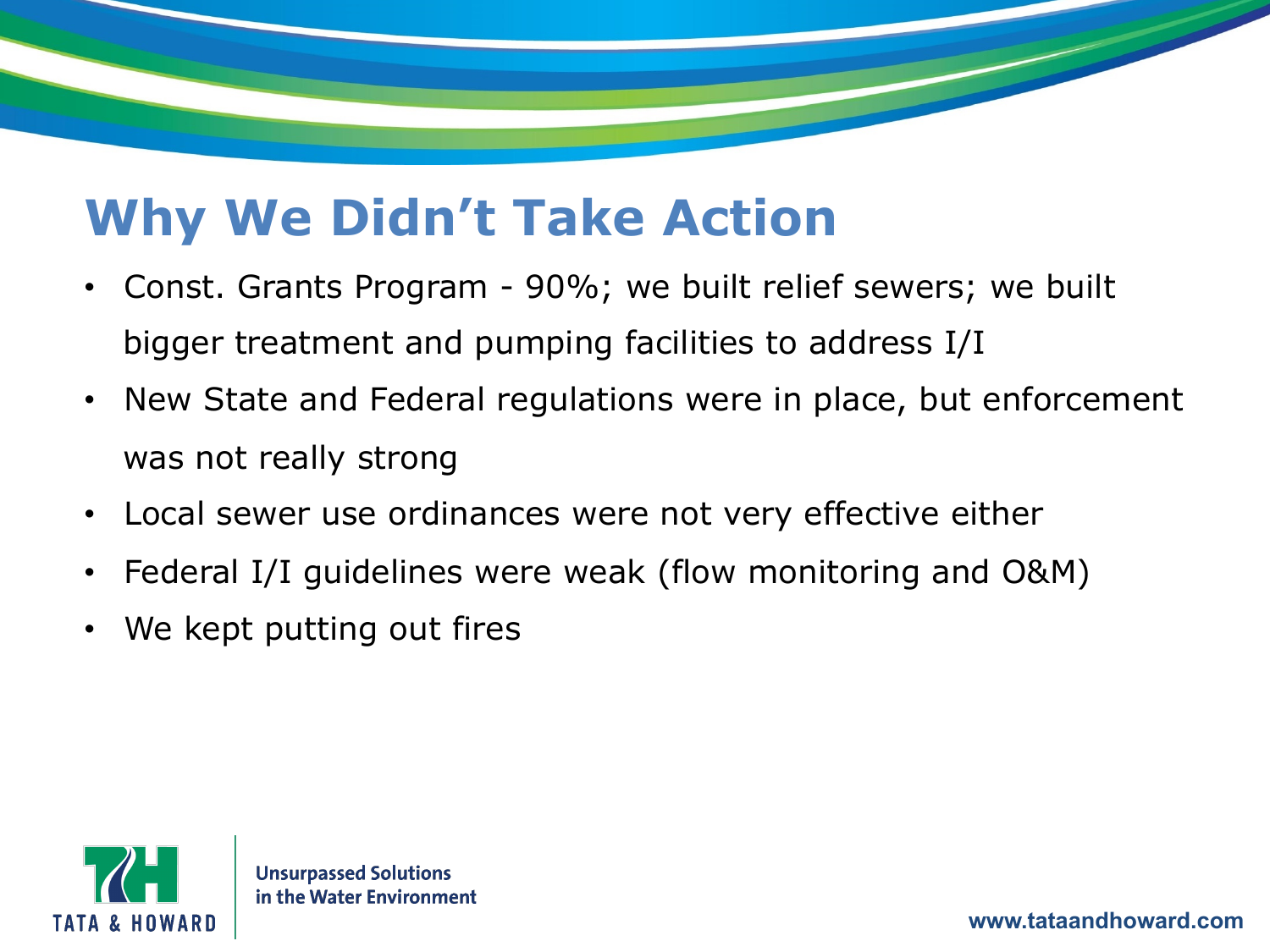# Why We Didn't Take Action

- Const. Grants Program - 90%; we built relief sewers; we built bigger treatment and pumping facilities to address I/I
- New State and Federal regulations were in place, but enforcement was not really strong
- Local sewer use ordinances were not very effective either
- Federal I/I guidelines were weak (flow monitoring and O&M)
- We kept putting out fires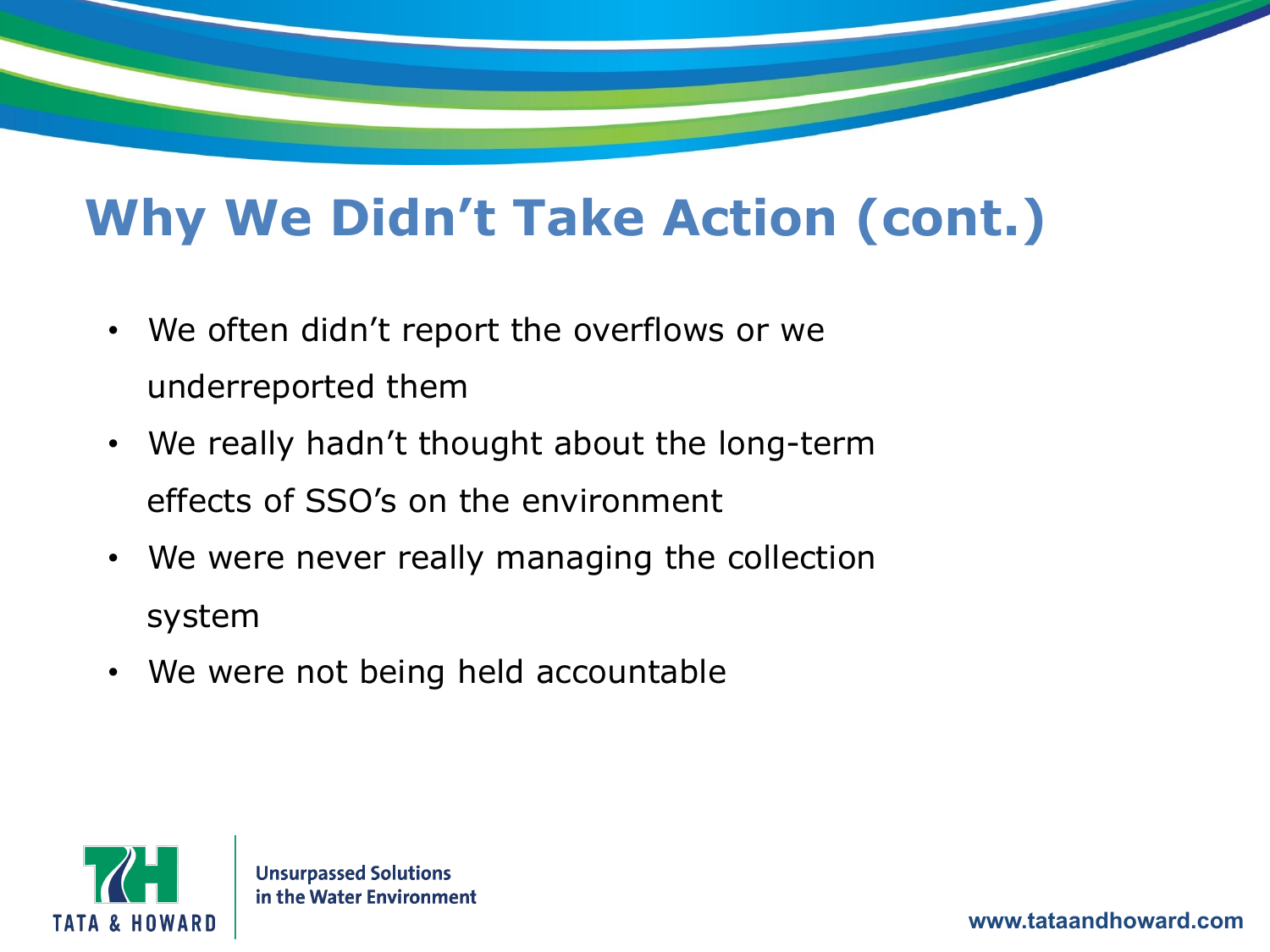# Why We Didn't Take Action (cont.)

- We often didn't report the overflows or we underreported them
- We really hadn't thought about the long-term effects of SSO's on the environment
- We were never really managing the collection system
- We were not being held accountable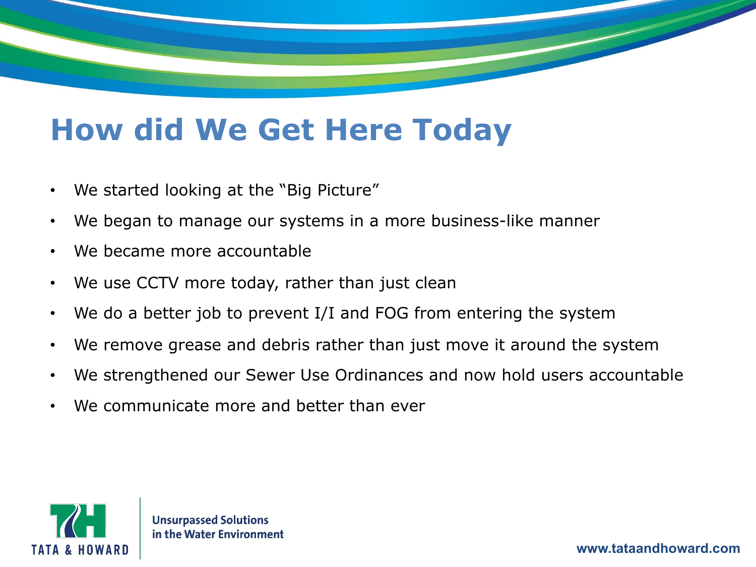# How did We Get Here Today

- We started looking at the “Big Picture”
- We began to manage our systems in a more business-like manner
- We became more accountable
- We use CCTV more today, rather than just clean
- We do a better job to prevent I/I and FOG from entering the system
- We remove grease and debris rather than just move it around the system
- We strengthened our Sewer Use Ordinances and now hold users accountable
- We communicate more and better than ever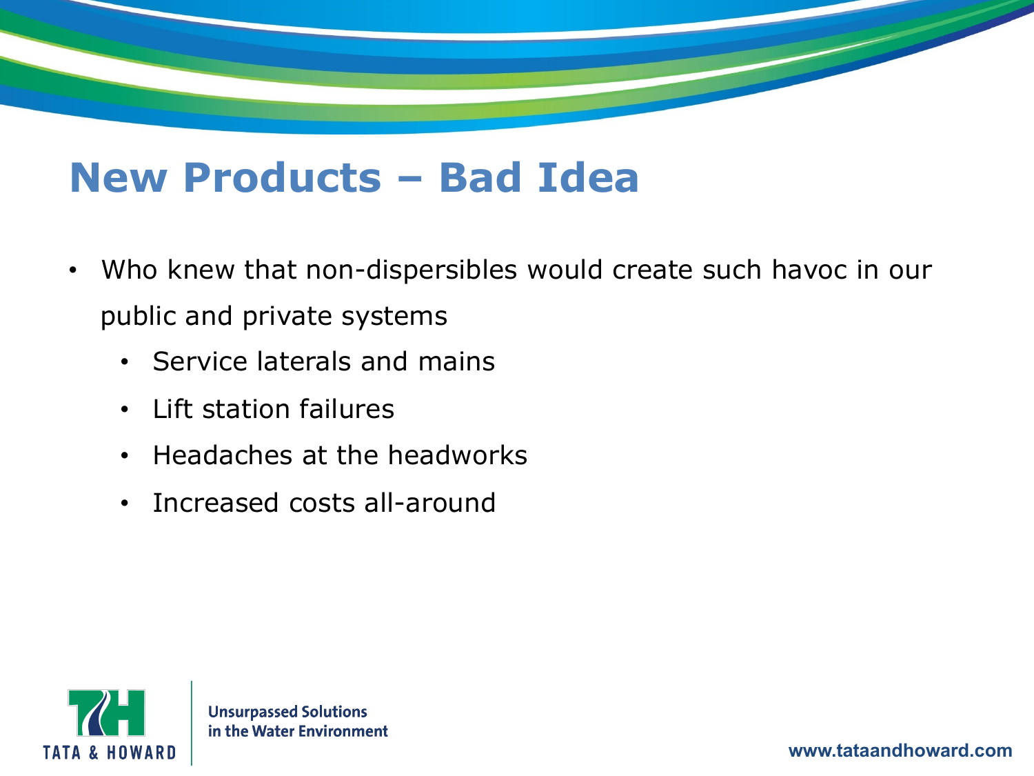# New Products – Bad Idea

- Who knew that non-dispersibles would create such havoc in our public and private systems
  - Service laterals and mains
  - Lift station failures
  - Headaches at the headworks
  - Increased costs all-around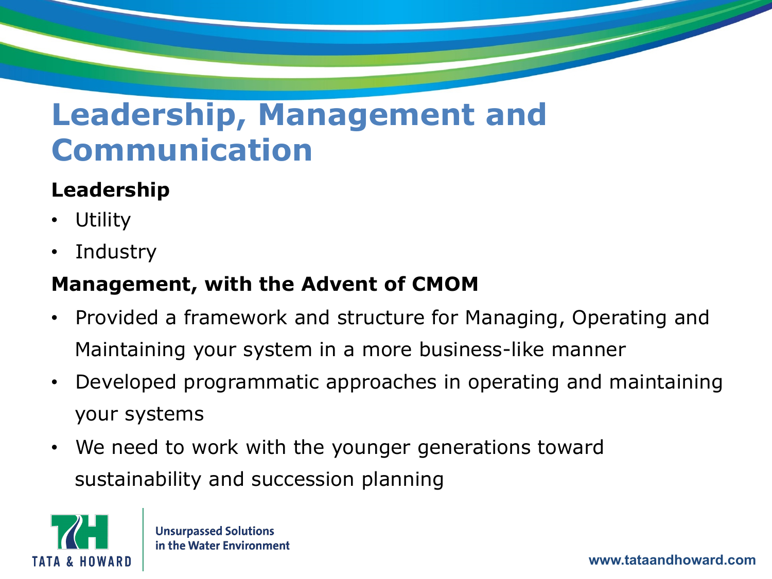# Leadership, Management and Communication

**Leadership**

- Utility
- Industry

**Management, with the Advent of CMOM**

- Provided a framework and structure for Managing, Operating and Maintaining your system in a more business-like manner
- Developed programmatic approaches in operating and maintaining your systems
- We need to work with the younger generations toward sustainability and succession planning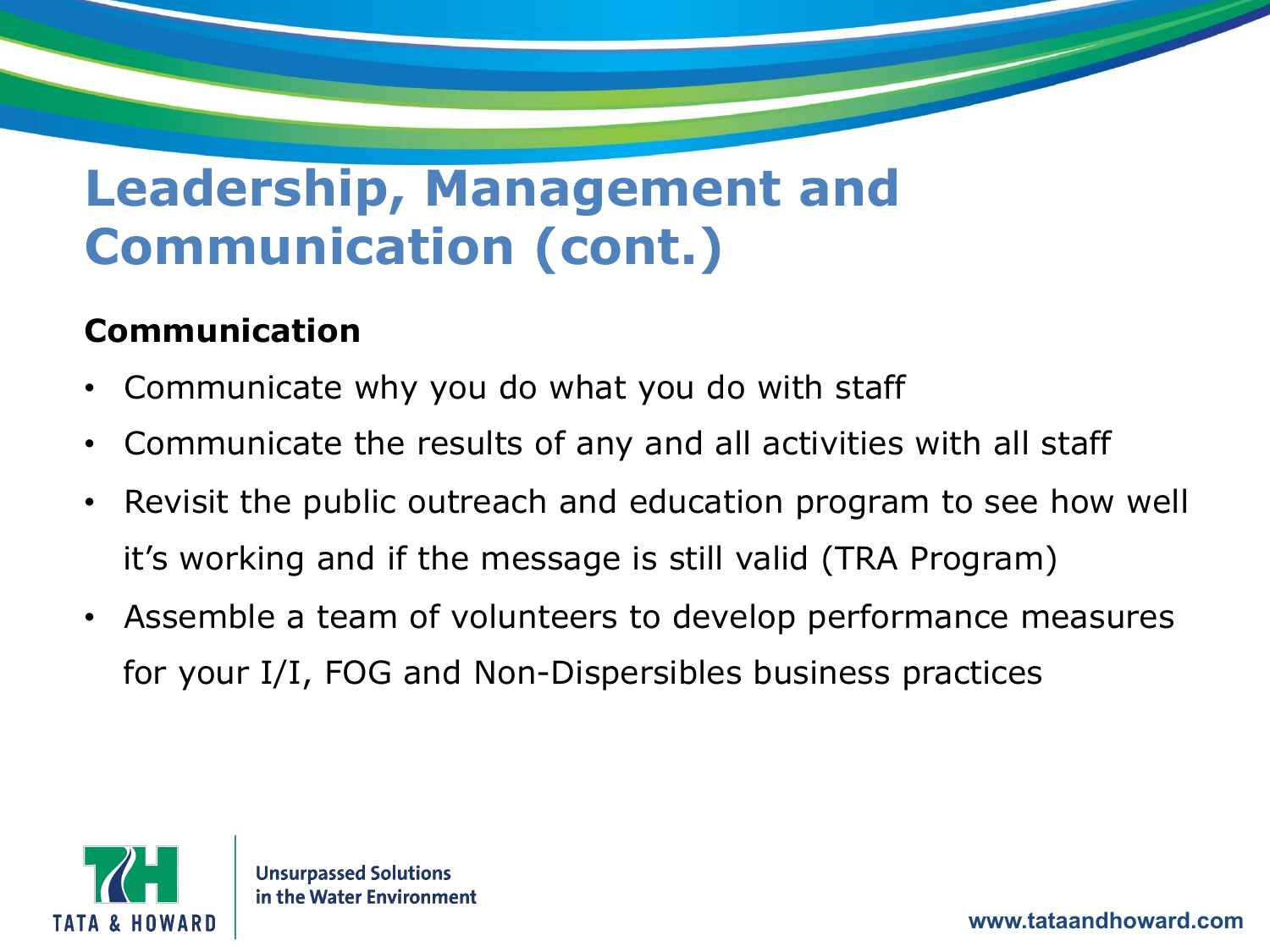# Leadership, Management and Communication (cont.)

**Communication**

- Communicate why you do what you do with staff
- Communicate the results of any and all activities with all staff
- Revisit the public outreach and education program to see how well it's working and if the message is still valid (TRA Program)
- Assemble a team of volunteers to develop performance measures for your I/I, FOG and Non-Dispersibles business practices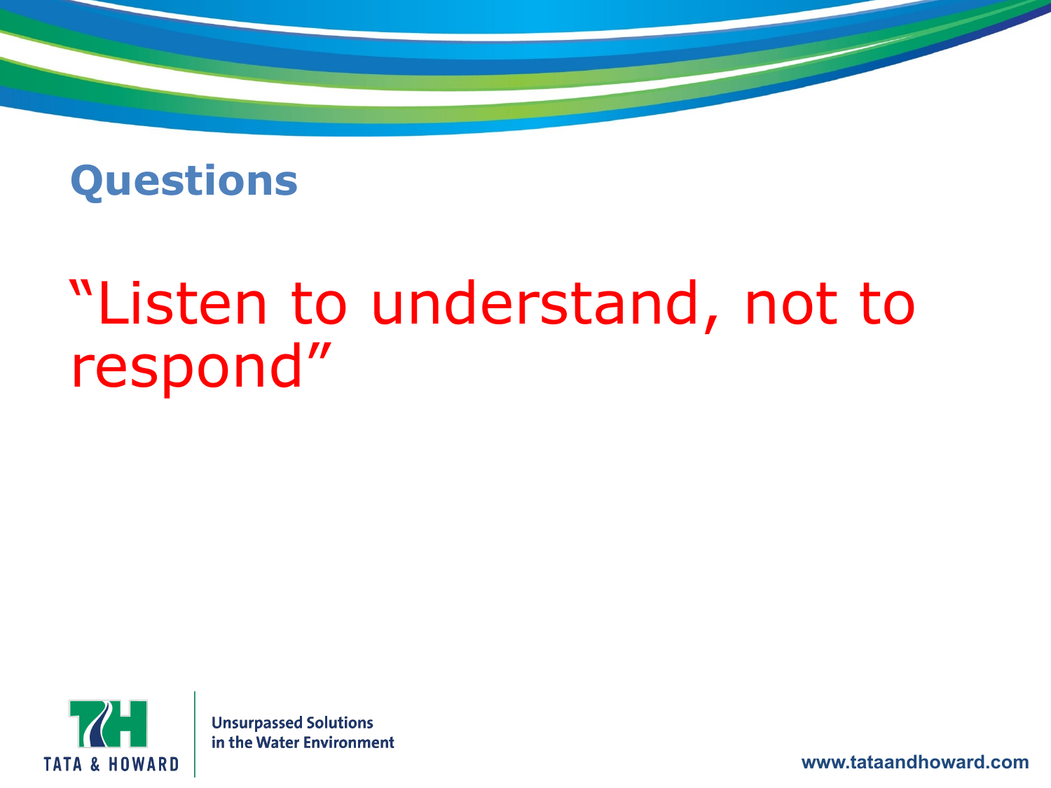# Questions

“Listen to understand, not to respond”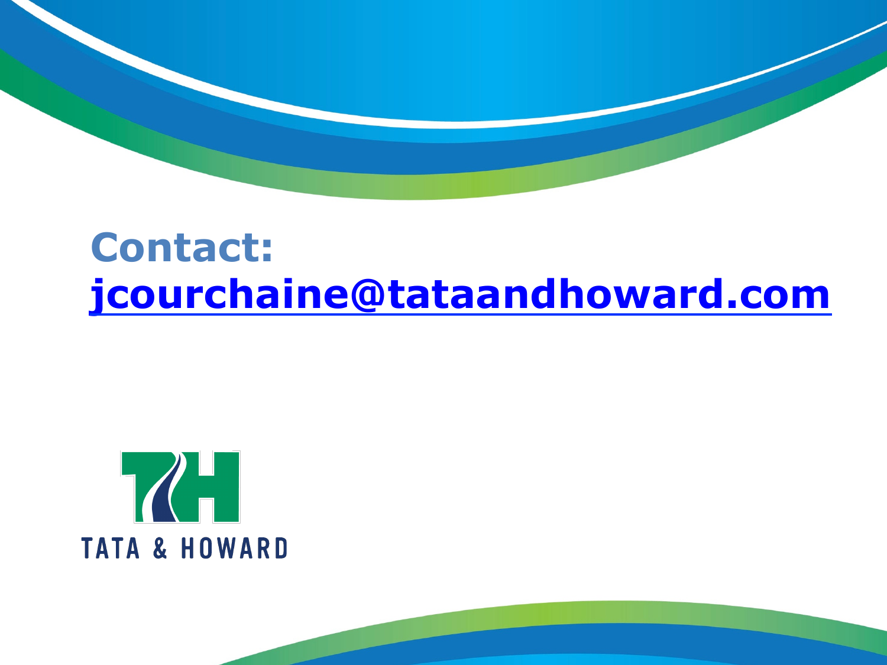**Contact:**
**jcourchaine@tataandhoward.com**

TATA & HOWARD